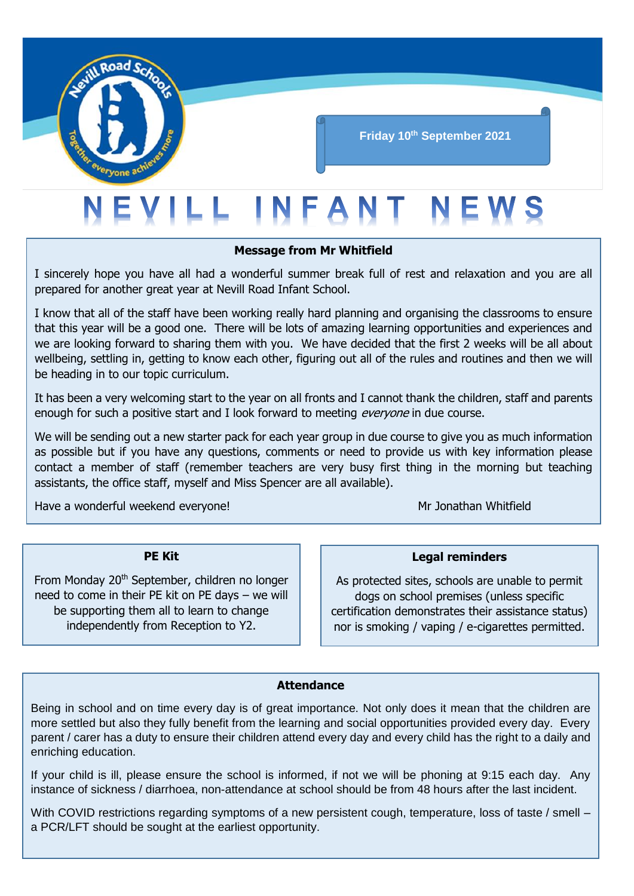Friday 10th September 2021

# NEVILL INFANT NEWS

## Message from Mr Whitfield

I sincerely hope you have all had a wonderful summer break full of rest and relaxation and you are all prepared for another great year at Nevill Road Infant School.

I know that all of the staff have been working really hard planning and organising the classrooms to ensure that this year will be a good one. There will be lots of amazing learning opportunities and experiences and we are looking forward to sharing them with you. We have decided that the first 2 weeks will be all about wellbeing, settling in, getting to know each other, figuring out all of the rules and routines and then we will be heading in to our topic curriculum.

It has been a very welcoming start to the year on all fronts and I cannot thank the children, staff and parents enough for such a positive start and I look forward to meeting *everyone* in due course.

We will be sending out a new starter pack for each year group in due course to give you as much information as possible but if you have any questions, comments or need to provide us with key information please contact a member of staff (remember teachers are very busy first thing in the morning but teaching assistants, the office staff, myself and Miss Spencer are all available).

Have a wonderful weekend everyone!

Mr Jonathan Whitfield

## PE Kit

From Monday 20th September, children no longer need to come in their PE kit on PE days – we will be supporting them all to learn to change independently from Reception to Y2.

## Legal reminders

As protected sites, schools are unable to permit dogs on school premises (unless specific certification demonstrates their assistance status) nor is smoking / vaping / e-cigarettes permitted.

## Attendance

Being in school and on time every day is of great importance. Not only does it mean that the children are more settled but also they fully benefit from the learning and social opportunities provided every day. Every parent / carer has a duty to ensure their children attend every day and every child has the right to a daily and enriching education.

If your child is ill, please ensure the school is informed, if not we will be phoning at 9:15 each day. Any instance of sickness / diarrhoea, non-attendance at school should be from 48 hours after the last incident.

With COVID restrictions regarding symptoms of a new persistent cough, temperature, loss of taste / smell – a PCR/LFT should be sought at the earliest opportunity.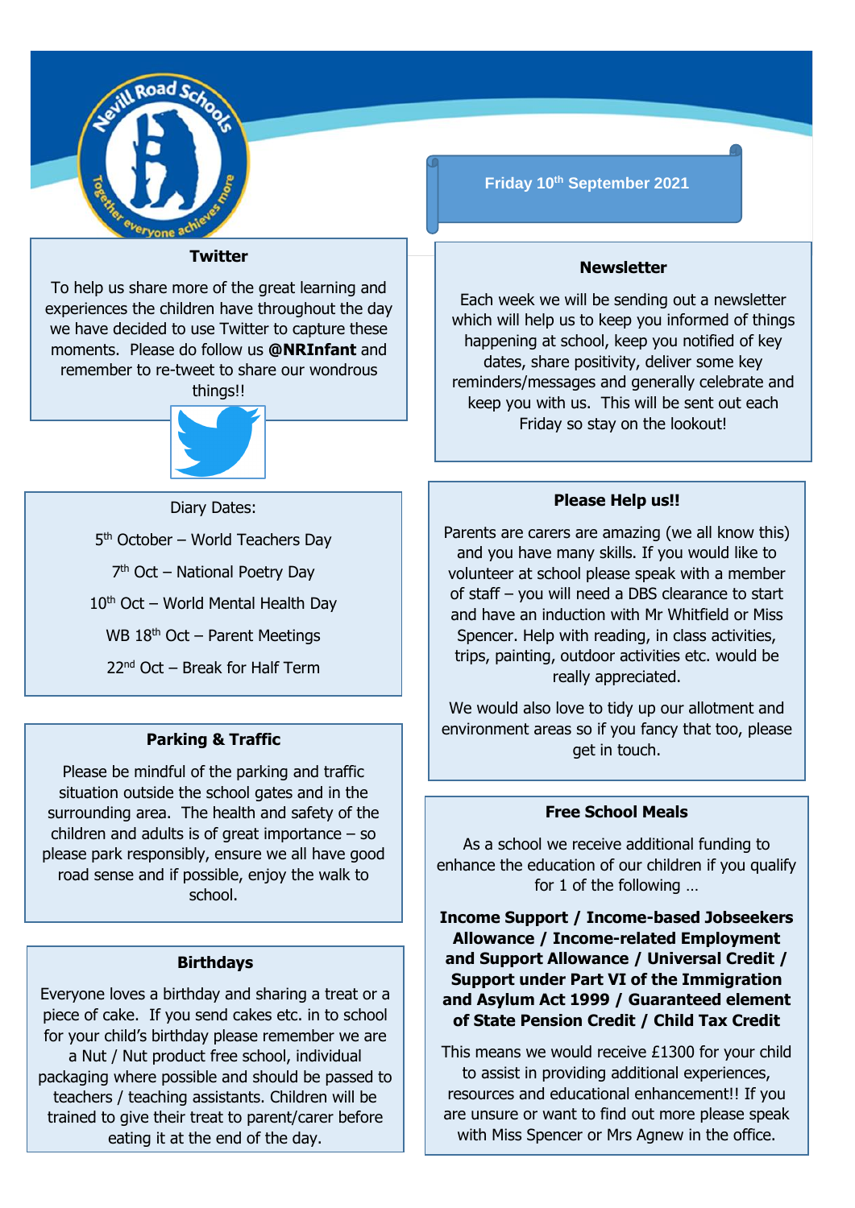Friday 10th September 2021

## Twitter

To help us share more of the great learning and experiences the children have throughout the day we have decided to use Twitter to capture these moments. Please do follow us **@NRInfant** and remember to re-tweet to share our wondrous things!!

## Diary Dates:

5th October – World Teachers Day

7th Oct – National Poetry Day

10th Oct – World Mental Health Day

WB 18th Oct – Parent Meetings

22nd Oct – Break for Half Term

## Parking & Traffic

Please be mindful of the parking and traffic situation outside the school gates and in the surrounding area. The health and safety of the children and adults is of great importance – so please park responsibly, ensure we all have good road sense and if possible, enjoy the walk to school.

## Birthdays

Everyone loves a birthday and sharing a treat or a piece of cake. If you send cakes etc. in to school for your child's birthday please remember we are a Nut / Nut product free school, individual packaging where possible and should be passed to teachers / teaching assistants. Children will be trained to give their treat to parent/carer before eating it at the end of the day.

## Newsletter

Each week we will be sending out a newsletter which will help us to keep you informed of things happening at school, keep you notified of key dates, share positivity, deliver some key reminders/messages and generally celebrate and keep you with us. This will be sent out each Friday so stay on the lookout!

## Please Help us!!

Parents are carers are amazing (we all know this) and you have many skills. If you would like to volunteer at school please speak with a member of staff – you will need a DBS clearance to start and have an induction with Mr Whitfield or Miss Spencer. Help with reading, in class activities, trips, painting, outdoor activities etc. would be really appreciated.

We would also love to tidy up our allotment and environment areas so if you fancy that too, please get in touch.

## Free School Meals

As a school we receive additional funding to enhance the education of our children if you qualify for 1 of the following …

**Income Support / Income-based Jobseekers Allowance / Income-related Employment and Support Allowance / Universal Credit / Support under Part VI of the Immigration and Asylum Act 1999 / Guaranteed element of State Pension Credit / Child Tax Credit**

This means we would receive £1300 for your child to assist in providing additional experiences, resources and educational enhancement!! If you are unsure or want to find out more please speak with Miss Spencer or Mrs Agnew in the office.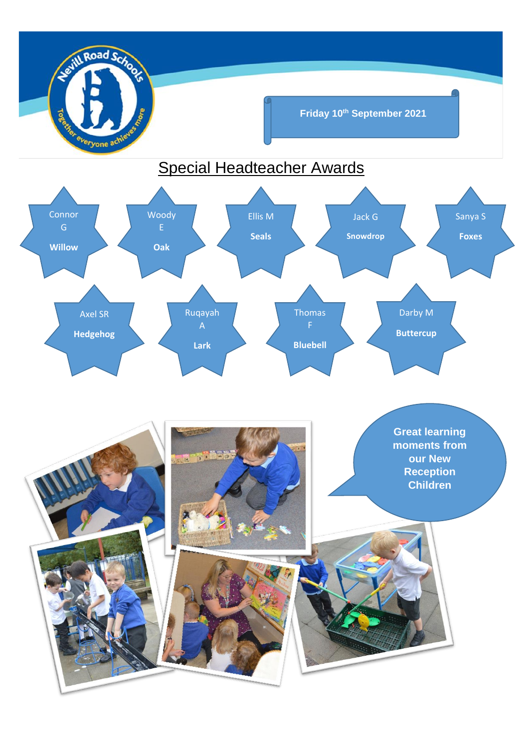Friday 10th September 2021

# Special Headteacher Awards

Connor G
**Willow**

Woody E
**Oak**

Ellis M
**Seals**

Jack G
**Snowdrop**

Sanya S
**Foxes**

Axel SR
**Hedgehog**

Ruqayah A
**Lark**

Thomas F
**Bluebell**

Darby M
**Buttercup**

**Great learning moments from our New Reception Children**